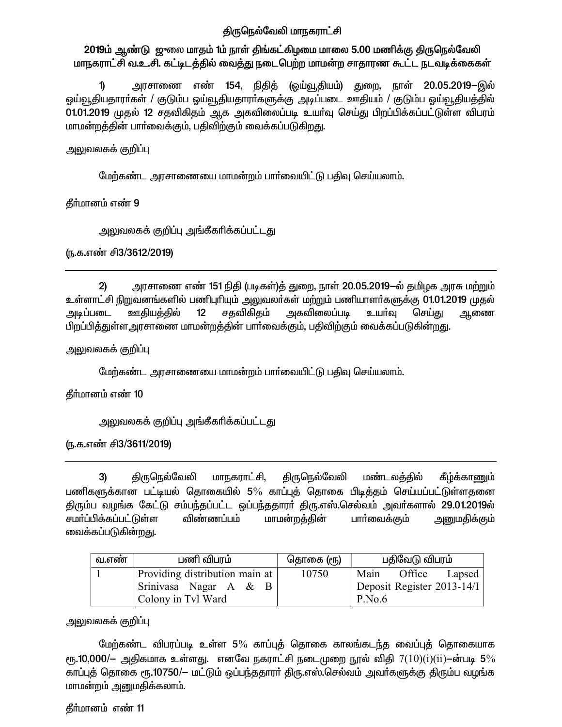# திருநெல்வேலி மாநகராட்சி

## 2019ம் ஆண்டு ஜுலை மாதம் 1ம் நாள் திங்கட்கிழமை மாலை 5.00 மணிக்கு திருநெல்வேலி மாநகராட்சி வ.உ.சி. கட்டிடத்தில் வைத்து நடைபெற்ற மாமன்ற சாதாரண கூட்ட நடவடிக்கைகள்

1) அரசாணை எண் 154, நிதித் (ஓய்வூதியம்) துறை, நாள் 20.05.2019–இல் ஓய்வூதியதாரர்கள் / குடும்ப ஓய்வூதியதாரர்களுக்கு அடிப்படை ஊதியம் / குடும்ப ஓய்வூதியத்தில் 01.01.2019 முதல் 12 சதவிகிதம் ஆக அகவிலைப்படி உயர்வு செய்து பிறப்பிக்கப்பட்டுள்ள விபரம் மாமன்றத்தின் பார்வைக்கும், பதிவிற்கும் வைக்கப்படுகிறது.

அலுவலகக் குறிப்பு

மேற்கண்ட அரசாணையை மாமன்றம் பார்வையிட்டு பதிவு செய்யலாம்.

தீர்மானம் எண் 9

அலுவலகக் குறிப்பு அங்கீகரிக்கப்பட்டது

(ந.க.எண் சி3/3612/2019)

---

2) அரசாணை எண் 151 நிதி (படிகள்)த் துறை, நாள் 20.05.2019–ல் தமிழக அரசு மற்றும் உள்ளாட்சி நிறுவனங்களில் பணிபுரியும் அலுவலர்கள் மற்றும் பணியாளர்களுக்கு 01.01.2019 முதல் அடிப்படை ஊதியத்தில் 12 சதவிகிதம் அகவிலைப்படி உயர்வு செய்து ஆணை பிறப்பித்துள்ள அரசாணை மாமன்றத்தின் பார்வைக்கும், பதிவிற்கும் வைக்கப்படுகின்றது.

அலுவலகக் குறிப்பு

மேற்கண்ட அரசாணையை மாமன்றம் பார்வையிட்டு பதிவு செய்யலாம்.

தீர்மானம் எண் 10

அலுவலகக் குறிப்பு அங்கீகரிக்கப்பட்டது

(ந.க.எண் சி3/3611/2019)

---

3) திருநெல்வேலி மாநகராட்சி, திருநெல்வேலி மண்டலத்தில் கீழ்காணும் பணிகளுக்கான பட்டியல் தொகையில் 5% காப்புத் தொகை பிடித்தம் செய்யப்பட்டுள்ளதனை திரும்ப வழங்க கேட்டு சம்பந்தப்பட்ட ஒப்பந்ததாரர் திரு.எஸ்.செல்வம் அவர்களால் 29.01.2019ல் சமர்ப்பிக்கப்பட்டுள்ள விண்ணப்பம் மாமன்றத்தின் பார்வைக்கும் அனுமதிக்கும் வைக்கப்படுகின்றது.

| வ.எண் | பணி விபரம் | தொகை (ரூ) | பதிவேடு விபரம் |
|---|---|---|---|
| 1 | Providing distribution main at Srinivasa Nagar A & B Colony in Tvl Ward | 10750 | Main Office Lapsed Deposit Register 2013-14/I P.No.6 |

அலுவலகக் குறிப்பு

மேற்கண்ட விபரப்படி உள்ள 5% காப்புத் தொகை காலங்கடந்த வைப்புத் தொகையாக ரூ.10,000/– அதிகமாக உள்ளது. எனவே நகராட்சி நடைமுறை நூல் விதி 7(10)(i)(ii)–ன்படி 5% காப்புத் தொகை ரூ.10750/– மட்டும் ஒப்பந்ததாரர் திரு.எஸ்.செல்வம் அவர்களுக்கு திரும்ப வழங்க மாமன்றம் அனுமதிக்கலாம்.

தீர்மானம் எண் 11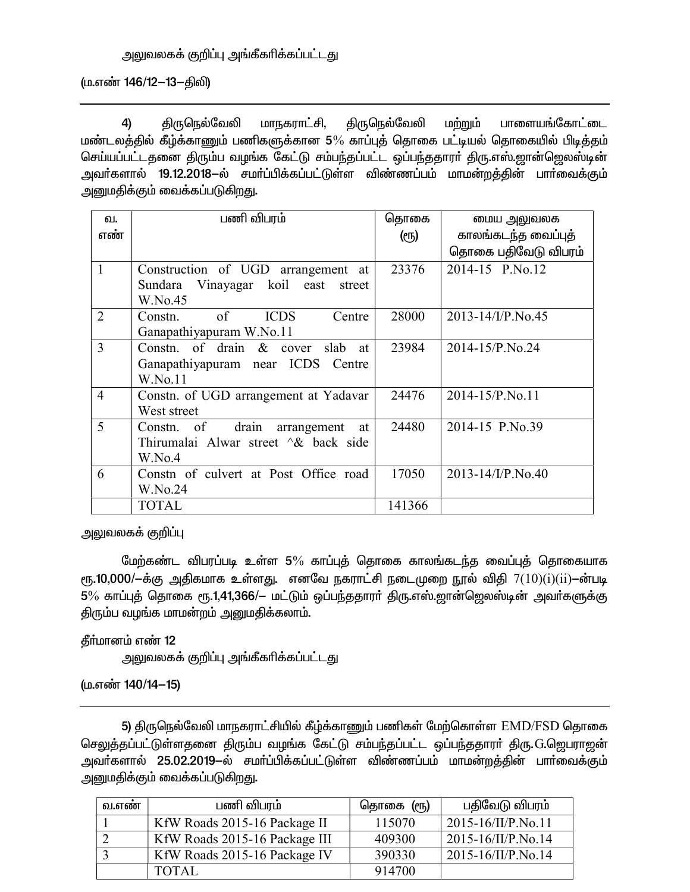அலுவலகக் குறிப்பு அங்கீகரிக்கப்பட்டது

(ம.எண் 146/12–13–திலி)

---

4) திருநெல்வேலி மாநகராட்சி, திருநெல்வேலி மற்றும் பாளையங்கோட்டை மண்டலத்தில் கீழ்க்காணும் பணிகளுக்கான 5% காப்புத் தொகை பட்டியல் தொகையில் பிடித்தம் செய்யப்பட்டதனை திரும்ப வழங்க கேட்டு சம்பந்தப்பட்ட ஒப்பந்ததாரர் திரு.எஸ்.ஜான்ஜெலஸ்டின் அவர்களால் 19.12.2018–ல் சமர்ப்பிக்கப்பட்டுள்ள விண்ணப்பம் மாமன்றத்தின் பார்வைக்கும் அனுமதிக்கும் வைக்கப்படுகிறது.

| வ. எண் | பணி விபரம் | தொகை (ரூ) | மைய அலுவலக காலங்கடந்த வைப்புத் தொகை பதிவேடு விபரம் |
|---|---|---|---|
| 1 | Construction of UGD arrangement at Sundara Vinayagar koil east street W.No.45 | 23376 | 2014-15 P.No.12 |
| 2 | Constn. of ICDS Centre Ganapathiyapuram W.No.11 | 28000 | 2013-14/I/P.No.45 |
| 3 | Constn. of drain & cover slab at Ganapathiyapuram near ICDS Centre W.No.11 | 23984 | 2014-15/P.No.24 |
| 4 | Constn. of UGD arrangement at Yadavar West street | 24476 | 2014-15/P.No.11 |
| 5 | Constn. of drain arrangement at Thirumalai Alwar street ^& back side W.No.4 | 24480 | 2014-15 P.No.39 |
| 6 | Constn of culvert at Post Office road W.No.24 | 17050 | 2013-14/I/P.No.40 |
| | TOTAL | 141366 | |

அலுவலகக் குறிப்பு

மேற்கண்ட விபரப்படி உள்ள 5% காப்புத் தொகை காலங்கடந்த வைப்புத் தொகையாக ரூ.10,000/–க்கு அதிகமாக உள்ளது. எனவே நகராட்சி நடைமுறை நூல் விதி 7(10)(i)(ii)–ன்படி 5% காப்புத் தொகை ரூ.1,41,366/– மட்டும் ஒப்பந்ததாரர் திரு.எஸ்.ஜான்ஜெலஸ்டின் அவர்களுக்கு திரும்ப வழங்க மாமன்றம் அனுமதிக்கலாம்.

தீர்மானம் எண் 12

அலுவலகக் குறிப்பு அங்கீகரிக்கப்பட்டது

(ம.எண் 140/14–15)

---

5) திருநெல்வேலி மாநகராட்சியில் கீழ்க்காணும் பணிகள் மேற்கொள்ள EMD/FSD தொகை செலுத்தப்பட்டுள்ளதனை திரும்ப வழங்க கேட்டு சம்பந்தப்பட்ட ஒப்பந்ததாரர் திரு.G.ஜெபராஜன் அவர்களால் 25.02.2019–ல் சமர்ப்பிக்கப்பட்டுள்ள விண்ணப்பம் மாமன்றத்தின் பார்வைக்கும் அனுமதிக்கும் வைக்கப்படுகிறது.

| வ.எண் | பணி விபரம் | தொகை (ரூ) | பதிவேடு விபரம் |
|---|---|---|---|
| 1 | KfW Roads 2015-16 Package II | 115070 | 2015-16/II/P.No.11 |
| 2 | KfW Roads 2015-16 Package III | 409300 | 2015-16/II/P.No.14 |
| 3 | KfW Roads 2015-16 Package IV | 390330 | 2015-16/II/P.No.14 |
| | TOTAL | 914700 | |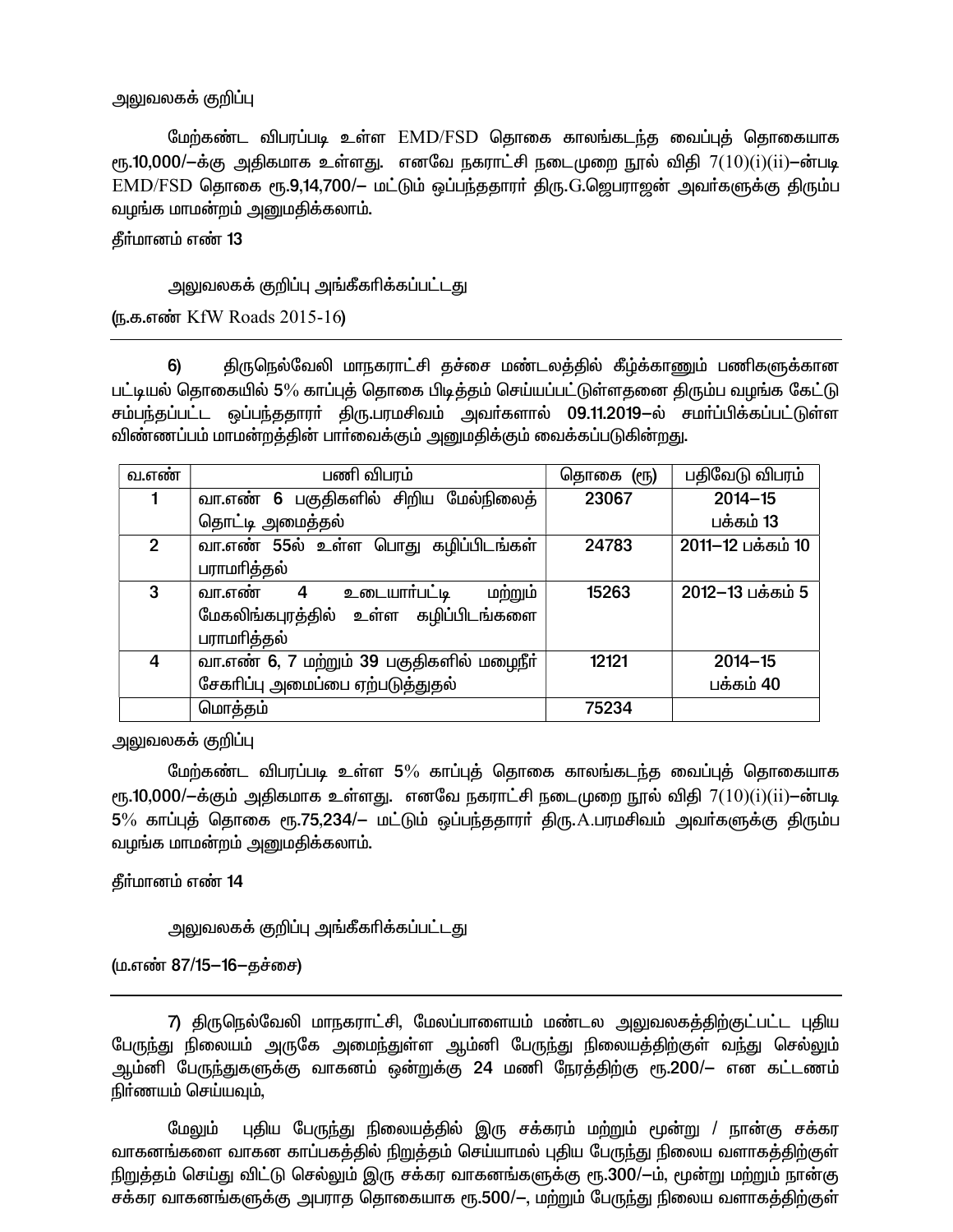அலுவலகக் குறிப்பு

மேற்கண்ட விபரப்படி உள்ள EMD/FSD தொகை காலங்கடந்த வைப்புத் தொகையாக ரூ.10,000/–க்கு அதிகமாக உள்ளது. எனவே நகராட்சி நடைமுறை நூல் விதி 7(10)(i)(ii)–ன்படி EMD/FSD தொகை ரூ.9,14,700/– மட்டும் ஒப்பந்ததாரர் திரு.G.ஜெபராஜன் அவர்களுக்கு திரும்ப வழங்க மாமன்றம் அனுமதிக்கலாம்.

தீர்மானம் எண் 13

அலுவலகக் குறிப்பு அங்கீகரிக்கப்பட்டது

(ந.க.எண் KfW Roads 2015-16)

---

6) திருநெல்வேலி மாநகராட்சி தச்சை மண்டலத்தில் கீழ்க்காணும் பணிகளுக்கான பட்டியல் தொகையில் 5% காப்புத் தொகை பிடித்தம் செய்யப்பட்டுள்ளதனை திரும்ப வழங்க கேட்டு சம்பந்தப்பட்ட ஒப்பந்ததாரர் திரு.பரமசிவம் அவர்களால் 09.11.2019–ல் சமர்ப்பிக்கப்பட்டுள்ள விண்ணப்பம் மாமன்றத்தின் பார்வைக்கும் அனுமதிக்கும் வைக்கப்படுகின்றது.

| வ.எண் | பணி விபரம் | தொகை (ரூ) | பதிவேடு விபரம் |
|---|---|---|---|
| 1 | வா.எண் 6 பகுதிகளில் சிறிய மேல்நிலைத் தொட்டி அமைத்தல் | 23067 | 2014–15 பக்கம் 13 |
| 2 | வா.எண் 55ல் உள்ள பொது கழிப்பிடங்கள் பராமரித்தல் | 24783 | 2011–12 பக்கம் 10 |
| 3 | வா.எண் 4 உடையார்பட்டி மற்றும் மேகலிங்கபுரத்தில் உள்ள கழிப்பிடங்களை பராமரித்தல் | 15263 | 2012–13 பக்கம் 5 |
| 4 | வா.எண் 6, 7 மற்றும் 39 பகுதிகளில் மழைநீர் சேகரிப்பு அமைப்பை ஏற்படுத்துதல் | 12121 | 2014–15 பக்கம் 40 |
| | மொத்தம் | 75234 | |

அலுவலகக் குறிப்பு

மேற்கண்ட விபரப்படி உள்ள 5% காப்புத் தொகை காலங்கடந்த வைப்புத் தொகையாக ரூ.10,000/–க்கும் அதிகமாக உள்ளது. எனவே நகராட்சி நடைமுறை நூல் விதி 7(10)(i)(ii)–ன்படி 5% காப்புத் தொகை ரூ.75,234/– மட்டும் ஒப்பந்ததாரர் திரு.A.பரமசிவம் அவர்களுக்கு திரும்ப வழங்க மாமன்றம் அனுமதிக்கலாம்.

தீர்மானம் எண் 14

அலுவலகக் குறிப்பு அங்கீகரிக்கப்பட்டது

(ம.எண் 87/15–16–தச்சை)

---

7) திருநெல்வேலி மாநகராட்சி, மேலப்பாளையம் மண்டல அலுவலகத்திற்குட்பட்ட புதிய பேருந்து நிலையம் அருகே அமைந்துள்ள ஆம்னி பேருந்து நிலையத்திற்குள் வந்து செல்லும் ஆம்னி பேருந்துகளுக்கு வாகனம் ஒன்றுக்கு 24 மணி நேரத்திற்கு ரூ.200/– என கட்டணம் நிர்ணயம் செய்யவும்,

மேலும் புதிய பேருந்து நிலையத்தில் இரு சக்கரம் மற்றும் மூன்று / நான்கு சக்கர வாகனங்களை வாகன காப்பகத்தில் நிறுத்தம் செய்யாமல் புதிய பேருந்து நிலைய வளாகத்திற்குள் நிறுத்தம் செய்து விட்டு செல்லும் இரு சக்கர வாகனங்களுக்கு ரூ.300/–ம், மூன்று மற்றும் நான்கு சக்கர வாகனங்களுக்கு அபராத தொகையாக ரூ.500/–, மற்றும் பேருந்து நிலைய வளாகத்திற்குள்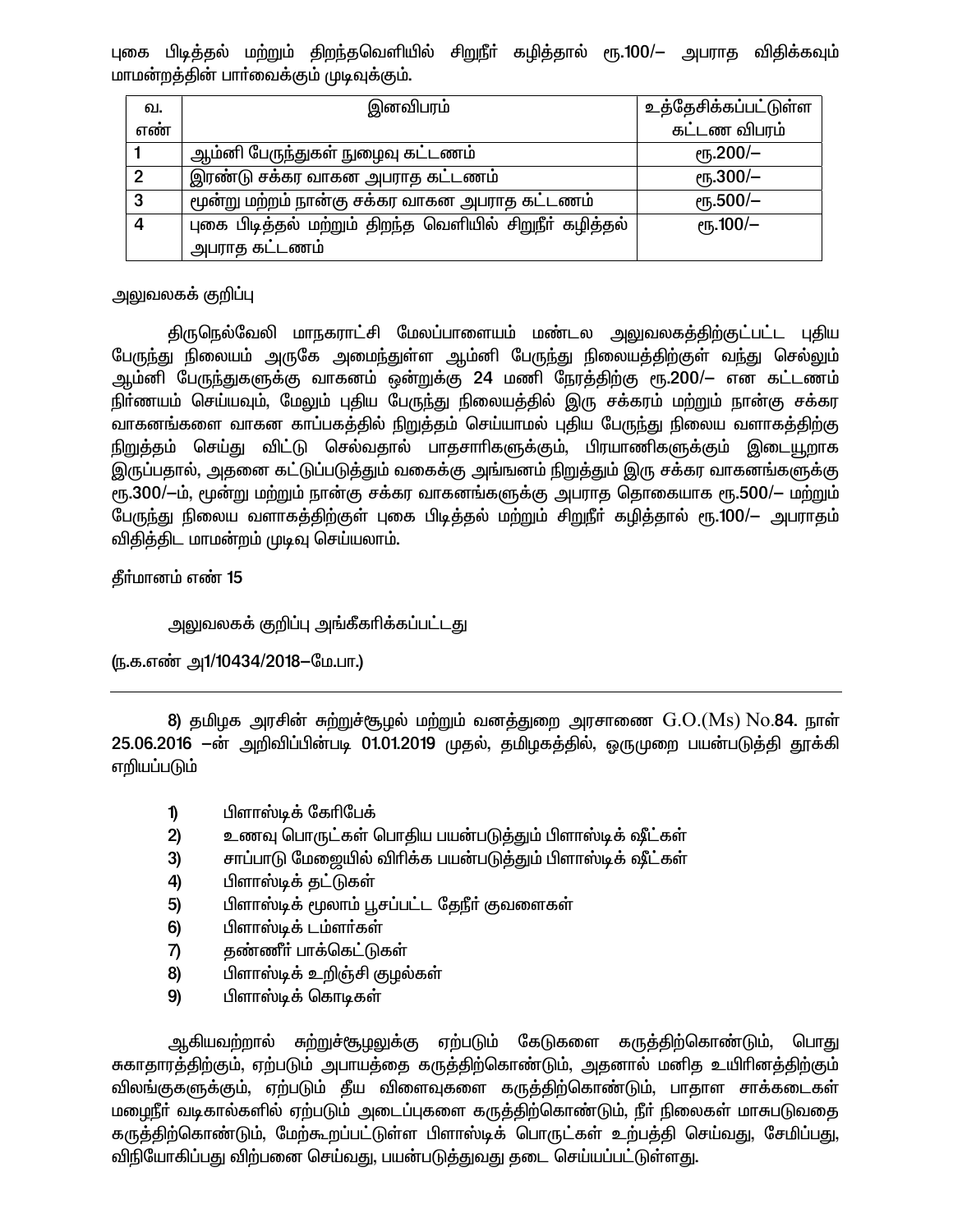புகை பிடித்தல் மற்றும் திறந்தவெளியில் சிறுநீர் கழித்தால் ரூ.100/– அபராத விதிக்கவும் மாமன்றத்தின் பார்வைக்கும் முடிவுக்கும்.

| வ. எண் | இனவிபரம் | உத்தேசிக்கப்பட்டுள்ள கட்டண விபரம் |
|---|---|---|
| 1 | ஆம்னி பேருந்துகள் நுழைவு கட்டணம் | ரூ.200/– |
| 2 | இரண்டு சக்கர வாகன அபராத கட்டணம் | ரூ.300/– |
| 3 | மூன்று மற்றும் நான்கு சக்கர வாகன அபராத கட்டணம் | ரூ.500/– |
| 4 | புகை பிடித்தல் மற்றும் திறந்த வெளியில் சிறுநீர் கழித்தல் அபராத கட்டணம் | ரூ.100/– |

அலுவலகக் குறிப்பு

திருநெல்வேலி மாநகராட்சி மேலப்பாளையம் மண்டல அலுவலகத்திற்குட்பட்ட புதிய பேருந்து நிலையம் அருகே அமைந்துள்ள ஆம்னி பேருந்து நிலையத்திற்குள் வந்து செல்லும் ஆம்னி பேருந்துகளுக்கு வாகனம் ஒன்றுக்கு 24 மணி நேரத்திற்கு ரூ.200/– என கட்டணம் நிர்ணயம் செய்யவும், மேலும் புதிய பேருந்து நிலையத்தில் இரு சக்கரம் மற்றும் நான்கு சக்கர வாகனங்களை வாகன காப்பகத்தில் நிறுத்தம் செய்யாமல் புதிய பேருந்து நிலைய வளாகத்திற்கு நிறுத்தம் செய்து விட்டு செல்வதால் பாதசாரிகளுக்கும், பிரயாணிகளுக்கும் இடையூறாக இருப்பதால், அதனை கட்டுப்படுத்தும் வகைக்கு அங்ஙனம் நிறுத்தும் இரு சக்கர வாகனங்களுக்கு ரூ.300/–ம், மூன்று மற்றும் நான்கு சக்கர வாகனங்களுக்கு அபராத தொகையாக ரூ.500/– மற்றும் பேருந்து நிலைய வளாகத்திற்குள் புகை பிடித்தல் மற்றும் சிறுநீர் கழித்தால் ரூ.100/– அபராதம் விதித்திட மாமன்றம் முடிவு செய்யலாம்.

தீர்மானம் எண் 15

அலுவலகக் குறிப்பு அங்கீகரிக்கப்பட்டது

(ந.க.எண் அ1/10434/2018–மே.பா.)

---

8) தமிழக அரசின் சுற்றுச்சூழல் மற்றும் வனத்துறை அரசாணை G.O.(Ms) No.84. நாள் 25.06.2016 –ன் அறிவிப்பின்படி 01.01.2019 முதல், தமிழகத்தில், ஒருமுறை பயன்படுத்தி தூக்கி எறியப்படும்

1) பிளாஸ்டிக் கேரிபேக்
2) உணவு பொருட்கள் பொதிய பயன்படுத்தும் பிளாஸ்டிக் ஷீட்கள்
3) சாப்பாடு மேஜையில் விரிக்க பயன்படுத்தும் பிளாஸ்டிக் ஷீட்கள்
4) பிளாஸ்டிக் தட்டுகள்
5) பிளாஸ்டிக் மூலாம் பூசப்பட்ட தேநீர் குவளைகள்
6) பிளாஸ்டிக் டம்ளர்கள்
7) தண்ணீர் பாக்கெட்டுகள்
8) பிளாஸ்டிக் உறிஞ்சி குழல்கள்
9) பிளாஸ்டிக் கொடிகள்

ஆகியவற்றால் சுற்றுச்சூழலுக்கு ஏற்படும் கேடுகளை கருத்திற்கொண்டும், பொது சுகாதாரத்திற்கும், ஏற்படும் அபாயத்தை கருத்திற்கொண்டும், அதனால் மனித உயிரினத்திற்கும் விலங்குகளுக்கும், ஏற்படும் தீய விளைவுகளை கருத்திற்கொண்டும், பாதாள சாக்கடைகள் மழைநீர் வடிகால்களில் ஏற்படும் அடைப்புகளை கருத்திற்கொண்டும், நீர் நிலைகள் மாசுபடுவதை கருத்திற்கொண்டும், மேற்கூறப்பட்டுள்ள பிளாஸ்டிக் பொருட்கள் உற்பத்தி செய்வது, சேமிப்பது, விநியோகிப்பது விற்பனை செய்வது, பயன்படுத்துவது தடை செய்யப்பட்டுள்ளது.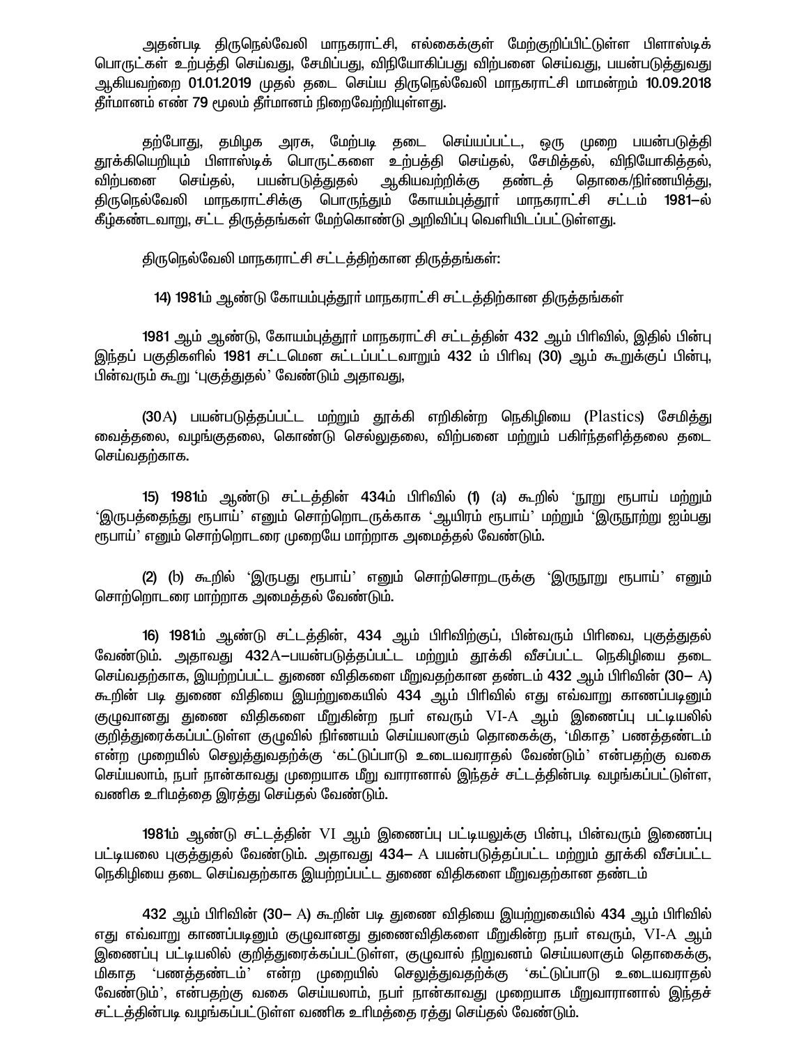அதன்படி திருநெல்வேலி மாநகராட்சி, எல்கைக்குள் மேற்குறிப்பிட்டுள்ள பிளாஸ்டிக் பொருட்கள் உற்பத்தி செய்வது, சேமிப்பது, விநியோகிப்பது விற்பனை செய்வது, பயன்படுத்துவது ஆகியவற்றை **01.01.2019** முதல் தடை செய்ய திருநெல்வேலி மாநகராட்சி மாமன்றம் **10.09.2018** தீர்மானம் எண் **79** மூலம் தீர்மானம் நிறைவேற்றியுள்ளது.

தற்போது, தமிழக அரசு, மேற்படி தடை செய்யப்பட்ட, ஒரு முறை பயன்படுத்தி தூக்கியெறியும் பிளாஸ்டிக் பொருட்களை உற்பத்தி செய்தல், சேமித்தல், விநியோகித்தல், விற்பனை செய்தல், பயன்படுத்துதல் ஆகியவற்றிக்கு தண்டத் தொகை/நிர்ணயித்து, திருநெல்வேலி மாநகராட்சிக்கு பொருந்தும் கோயம்புத்தூர் மாநகராட்சி சட்டம் **1981**–ல் கீழ்கண்டவாறு, சட்ட திருத்தங்கள் மேற்கொண்டு அறிவிப்பு வெளியிடப்பட்டுள்ளது.

திருநெல்வேலி மாநகராட்சி சட்டத்திற்கான திருத்தங்கள்:

**14) 1981**ம் ஆண்டு கோயம்புத்தூர் மாநகராட்சி சட்டத்திற்கான திருத்தங்கள்

**1981** ஆம் ஆண்டு, கோயம்புத்தூர் மாநகராட்சி சட்டத்தின் **432** ஆம் பிரிவில், இதில் பின்பு இந்தப் பகுதிகளில் **1981** சட்டமென சுட்டப்பட்டவாறும் **432** ம் பிரிவு **(30)** ஆம் கூறுக்குப் பின்பு, பின்வரும் கூறு 'புகுத்துதல்' வேண்டும் அதாவது,

**(30**A**)** பயன்படுத்தப்பட்ட மற்றும் தூக்கி எறிகின்ற நெகிழியை (Plastics) சேமித்து வைத்தலை, வழங்குதலை, கொண்டு செல்லுதலை, விற்பனை மற்றும் பகிர்ந்தளித்தலை தடை செய்வதற்காக.

**15) 1981**ம் ஆண்டு சட்டத்தின் **434**ம் பிரிவில் **(1) (a)** கூறில் 'நூறு ரூபாய் மற்றும் 'இருபத்தைந்து ரூபாய்' எனும் சொற்றொடருக்காக 'ஆயிரம் ரூபாய்' மற்றும் 'இருநூற்று ஐம்பது ரூபாய்' எனும் சொற்றொடரை முறையே மாற்றாக அமைத்தல் வேண்டும்.

**(2) (b)** கூறில் 'இருபது ரூபாய்' எனும் சொற்சொறடருக்கு 'இருநூறு ரூபாய்' எனும் சொற்றொடரை மாற்றாக அமைத்தல் வேண்டும்.

**16) 1981**ம் ஆண்டு சட்டத்தின், **434** ஆம் பிரிவிற்குப், பின்வரும் பிரிவை, புகுத்துதல் வேண்டும். அதாவது **432**A–பயன்படுத்தப்பட்ட மற்றும் தூக்கி வீசப்பட்ட நெகிழியை தடை செய்வதற்காக, இயற்றப்பட்ட துணை விதிகளை மீறுவதற்கான தண்டம் **432** ஆம் பிரிவின் **(30– A)** கூறின் படி துணை விதியை இயற்றுகையில் **434** ஆம் பிரிவில் எது எவ்வாறு காணப்படினும் குழுவானது துணை விதிகளை மீறுகின்ற நபர் எவரும் VI-A ஆம் இணைப்பு பட்டியலில் குறித்துரைக்கப்பட்டுள்ள குழுவில் நிர்ணயம் செய்யலாகும் தொகைக்கு, 'மிகாத' பணத்தண்டம் என்ற முறையில் செலுத்துவதற்கு 'கட்டுப்பாடு உடையவராதல் வேண்டும்' என்பதற்கு வகை செய்யலாம், நபர் நான்காவது முறையாக மீறு வாரானால் இந்தச் சட்டத்தின்படி வழங்கப்பட்டுள்ள, வணிக உரிமத்தை இரத்து செய்தல் வேண்டும்.

**1981**ம் ஆண்டு சட்டத்தின் VI ஆம் இணைப்பு பட்டியலுக்கு பின்பு, பின்வரும் இணைப்பு பட்டியலை புகுத்துதல் வேண்டும். அதாவது **434**– A பயன்படுத்தப்பட்ட மற்றும் தூக்கி வீசப்பட்ட நெகிழியை தடை செய்வதற்காக இயற்றப்பட்ட துணை விதிகளை மீறுவதற்கான தண்டம்

**432** ஆம் பிரிவின் **(30– A)** கூறின் படி துணை விதியை இயற்றுகையில் **434** ஆம் பிரிவில் எது எவ்வாறு காணப்படினும் குழுவானது துணைவிதிகளை மீறுகின்ற நபர் எவரும், VI-A ஆம் இணைப்பு பட்டியலில் குறித்துரைக்கப்பட்டுள்ள, குழுவால் நிறுவனம் செய்யலாகும் தொகைக்கு, மிகாத 'பணத்தண்டம்' என்ற முறையில் செலுத்துவதற்க்கு 'கட்டுப்பாடு உடையவராதல் வேண்டும்', என்பதற்கு வகை செய்யலாம், நபர் நான்காவது முறையாக மீறுவாரானால் இந்தச் சட்டத்தின்படி வழங்கப்பட்டுள்ள வணிக உரிமத்தை ரத்து செய்தல் வேண்டும்.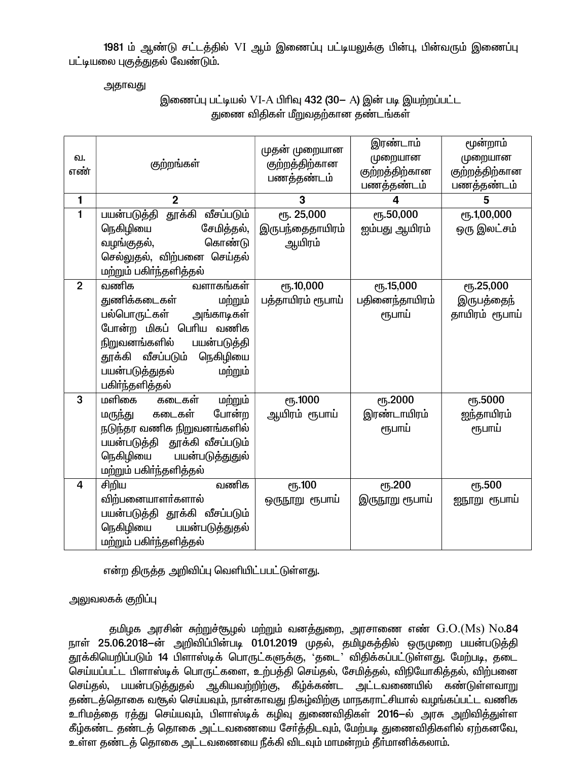1981 ம் ஆண்டு சட்டத்தில் VI ஆம் இணைப்பு பட்டியலுக்கு பின்பு, பின்வரும் இணைப்பு பட்டியலை புகுத்துதல் வேண்டும்.

அதாவது

இணைப்பு பட்டியல் VI-A பிரிவு 432 (30– A) இன் படி இயற்றப்பட்ட துணை விதிகள் மீறுவதற்கான தண்டங்கள்

| வ. எண் | குற்றங்கள் | முதன் முறையான குற்றத்திற்கான பணத்தண்டம் | இரண்டாம் முறையான குற்றத்திற்கான பணத்தண்டம் | மூன்றாம் முறையான குற்றத்திற்கான பணத்தண்டம் |
|---|---|---|---|---|
| 1 | 2 | 3 | 4 | 5 |
| 1 | பயன்படுத்தி தூக்கி வீசப்படும் நெகிழியை சேமித்தல், வழங்குதல், கொண்டு செல்லுதல், விற்பனை செய்தல் மற்றும் பகிர்ந்தளித்தல் | ரூ. 25,000 இருபந்தைதாயிரம் ஆயிரம் | ரூ.50,000 ஐம்பது ஆயிரம் | ரூ.1,00,000 ஒரு இலட்சம் |
| 2 | வணிக வளாகங்கள் துணிக்கடைகள் மற்றும் பல்பொருட்கள் அங்காடிகள் போன்ற மிகப் பெரிய வணிக நிறுவனங்களில் பயன்படுத்தி தூக்கி வீசப்படும் நெகிழியை பயன்படுத்துதல் மற்றும் பகிர்ந்தளித்தல் | ரூ.10,000 பத்தாயிரம் ரூபாய் | ரூ.15,000 பதினைந்தாயிரம் ரூபாய் | ரூ.25,000 இருபத்தைந் தாயிரம் ரூபாய் |
| 3 | மளிகை கடைகள் மற்றும் மருந்து கடைகள் போன்ற நடுந்தர வணிக நிறுவனங்களில் பயன்படுத்தி தூக்கி வீசப்படும் நெகிழியை பயன்படுத்துதுல் மற்றும் பகிர்ந்தளித்தல் | ரூ.1000 ஆயிரம் ரூபாய் | ரூ.2000 இரண்டாயிரம் ரூபாய் | ரூ.5000 ஐந்தாயிரம் ரூபாய் |
| 4 | சிறிய வணிக விற்பனையாளர்களால் பயன்படுத்தி தூக்கி வீசப்படும் நெகிழியை பயன்படுத்துதல் மற்றும் பகிர்ந்தளித்தல் | ரூ.100 ஒருநூறு ரூபாய் | ரூ.200 இருநூறு ரூபாய் | ரூ.500 ஐநூறு ரூபாய் |

என்ற திருத்த அறிவிப்பு வெளியிடப்பட்டுள்ளது.

அலுவலகக் குறிப்பு

தமிழக அரசின் சுற்றுச்சூழல் மற்றும் வனத்துறை, அரசாணை எண் G.O.(Ms) No.84 நாள் 25.06.2018–ன் அறிவிப்பின்படி 01.01.2019 முதல், தமிழகத்தில் ஒருமுறை பயன்படுத்தி தூக்கியெறிப்படும் 14 பிளாஸ்டிக் பொருட்களுக்கு, 'தடை' விதிக்கப்பட்டுள்ளது. மேற்படி, தடை செய்யப்பட்ட பிளாஸ்டிக் பொருட்களை, உற்பத்தி செய்தல், சேமித்தல், விநியோகித்தல், விற்பனை செய்தல், பயன்படுத்துதல் ஆகியவற்றிற்கு, கீழ்கண்ட அட்டவணையில் கண்டுள்ளவாறு தண்டத்தொகை வசூல் செய்யவும், நான்காவது நிகழ்விற்கு மாநகராட்சியால் வழங்கப்பட்ட வணிக உரிமத்தை ரத்து செய்யவும், பிளாஸ்டிக் கழிவு துணைவிதிகள் 2016–ல் அரசு அறிவித்துள்ள கீழ்கண்ட தண்டத் தொகை அட்டவணையை சேர்த்திடவும், மேற்படி துணைவிதிகளில் ஏற்கனவே, உள்ள தண்டத் தொகை அட்டவணையை நீக்கி விடவும் மாமன்றம் தீர்மானிக்கலாம்.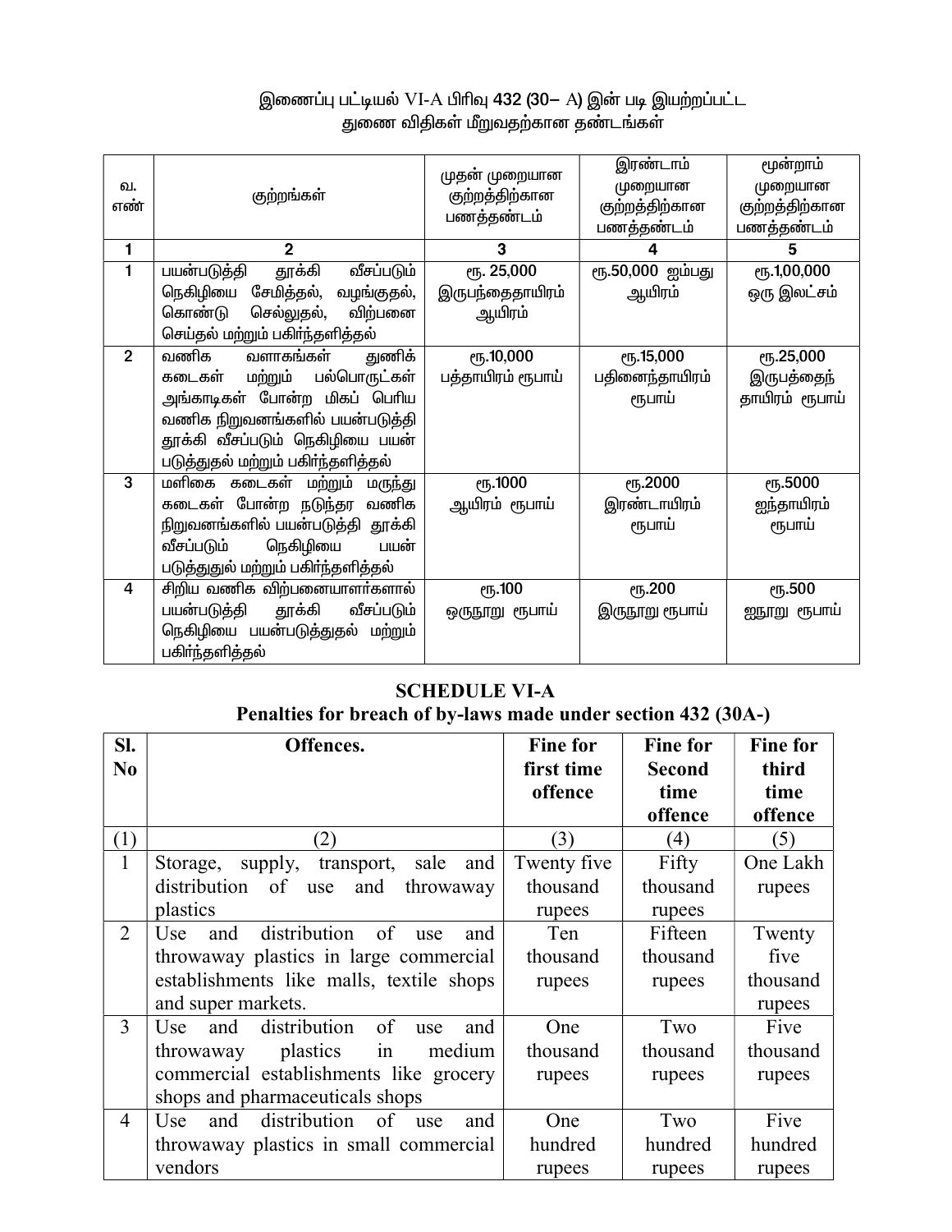## இணைப்பு பட்டியல் VI-A பிரிவு 432 (30– A) இன் படி இயற்றப்பட்ட துணை விதிகள் மீறுவதற்கான தண்டங்கள்

| வ. எண் | குற்றங்கள் | முதன் முறையான குற்றத்திற்கான பணத்தண்டம் | இரண்டாம் முறையான குற்றத்திற்கான பணத்தண்டம் | மூன்றாம் முறையான குற்றத்திற்கான பணத்தண்டம் |
|---|---|---|---|---|
| 1 | 2 | 3 | 4 | 5 |
| 1 | பயன்படுத்தி தூக்கி வீசப்படும் நெகிழியை சேமித்தல், வழங்குதல், கொண்டு செல்லுதல், விற்பனை செய்தல் மற்றும் பகிர்ந்தளித்தல் | ரூ. 25,000 இருபந்தைதாயிரம் ஆயிரம் | ரூ.50,000 ஐம்பது ஆயிரம் | ரூ.1,00,000 ஒரு இலட்சம் |
| 2 | வணிக வளாகங்கள் துணிக் கடைகள் மற்றும் பல்பொருட்கள் அங்காடிகள் போன்ற மிகப் பெரிய வணிக நிறுவனங்களில் பயன்படுத்தி தூக்கி வீசப்படும் நெகிழியை பயன் படுத்துதல் மற்றும் பகிர்ந்தளித்தல் | ரூ.10,000 பத்தாயிரம் ரூபாய் | ரூ.15,000 பதினைந்தாயிரம் ரூபாய் | ரூ.25,000 இருபத்தைந் தாயிரம் ரூபாய் |
| 3 | மளிகை கடைகள் மற்றும் மருந்து கடைகள் போன்ற நடுந்தர வணிக நிறுவனங்களில் பயன்படுத்தி தூக்கி வீசப்படும் நெகிழியை பயன் படுத்துதுல் மற்றும் பகிர்ந்தளித்தல் | ரூ.1000 ஆயிரம் ரூபாய் | ரூ.2000 இரண்டாயிரம் ரூபாய் | ரூ.5000 ஐந்தாயிரம் ரூபாய் |
| 4 | சிறிய வணிக விற்பனையாளர்களால் பயன்படுத்தி தூக்கி வீசப்படும் நெகிழியை பயன்படுத்துதல் மற்றும் பகிர்ந்தளித்தல் | ரூ.100 ஒருநூறு ரூபாய் | ரூ.200 இருநூறு ரூபாய் | ரூ.500 ஐநூறு ரூபாய் |

## SCHEDULE VI-A
### Penalties for breach of by-laws made under section 432 (30A-)

| Sl. No | Offences. | Fine for first time offence | Fine for Second time offence | Fine for third time offence |
|---|---|---|---|---|
| (1) | (2) | (3) | (4) | (5) |
| 1 | Storage, supply, transport, sale and distribution of use and throwaway plastics | Twenty five thousand rupees | Fifty thousand rupees | One Lakh rupees |
| 2 | Use and distribution of use and throwaway plastics in large commercial establishments like malls, textile shops and super markets. | Ten thousand rupees | Fifteen thousand rupees | Twenty five thousand rupees |
| 3 | Use and distribution of use and throwaway plastics in medium commercial establishments like grocery shops and pharmaceuticals shops | One thousand rupees | Two thousand rupees | Five thousand rupees |
| 4 | Use and distribution of use and throwaway plastics in small commercial vendors | One hundred rupees | Two hundred rupees | Five hundred rupees |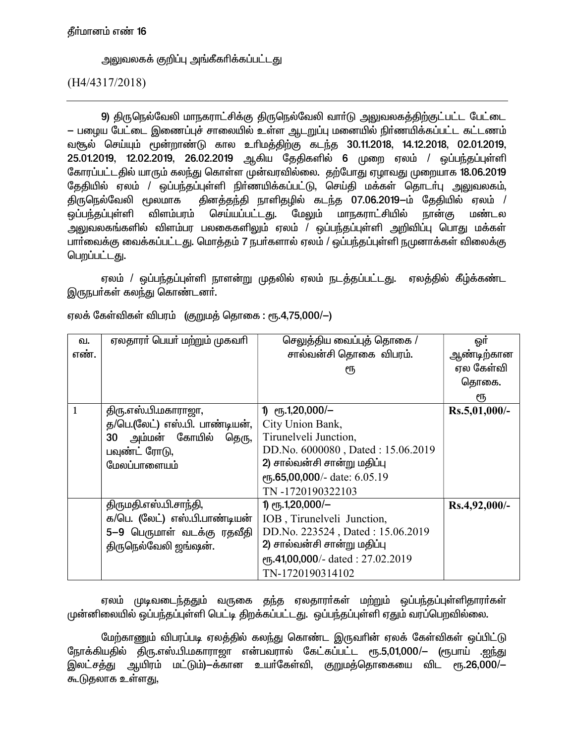தீர்மானம் எண் 16

அலுவலகக் குறிப்பு அங்கீகரிக்கப்பட்டது

(H4/4317/2018)

---

**9)** திருநெல்வேலி மாநகராட்சிக்கு திருநெல்வேலி வார்டு அலுவலகத்திற்குட்பட்ட பேட்டை – பழைய பேட்டை இணைப்புச் சாலையில் உள்ள ஆடறுப்பு மனையில் நிர்ணயிக்கப்பட்ட கட்டணம் வசூல் செய்யும் மூன்றாண்டு கால உரிமத்திற்கு கடந்த **30.11.2018, 14.12.2018, 02.01.2019, 25.01.2019, 12.02.2019, 26.02.2019** ஆகிய தேதிகளில் **6** முறை ஏலம் / ஒப்பந்தப்புள்ளி கோரப்பட்டதில் யாரும் கலந்து கொள்ள முன்வரவில்லை. தற்போது ஏழாவது முறையாக **18.06.2019** தேதியில் ஏலம் / ஒப்பந்தப்புள்ளி நிர்ணயிக்கப்பட்டு, செய்தி மக்கள் தொடர்பு அலுவலகம், திருநெல்வேலி மூலமாக தினத்தந்தி நாளிதழில் கடந்த **07.06.2019**–ம் தேதியில் ஏலம் / ஒப்பந்தப்புள்ளி விளம்பரம் செய்யப்பட்டது. மேலும் மாநகராட்சியில் நான்கு மண்டல அலுவலகங்களில் விளம்பர பலகைகளிலும் ஏலம் / ஒப்பந்தப்புள்ளி அறிவிப்பு பொது மக்கள் பார்வைக்கு வைக்கப்பட்டது. மொத்தம் 7 நபர்களால் ஏலம் / ஒப்பந்தப்புள்ளி நமுனாக்கள் விலைக்கு பெறப்பட்டது.

ஏலம் / ஒப்பந்தப்புள்ளி நாளன்று முதலில் ஏலம் நடத்தப்பட்டது. ஏலத்தில் கீழ்க்கண்ட இருநபர்கள் கலந்து கொண்டனர்.

ஏலக் கேள்விகள் விபரம் **(குறுமத் தொகை : ரூ.4,75,000/–)**

| வ. எண். | ஏலதாரர் பெயர் மற்றும் முகவரி | செலுத்திய வைப்புத் தொகை / சால்வன்சி தொகை விபரம். ரூ | ஓர் ஆண்டிற்கான ஏல கேள்வி தொகை. ரூ |
|---|---|---|---|
| 1 | திரு.எஸ்.பி.மகாராஜா, த/பெ.(லேட்) எஸ்.பி. பாண்டியன், **30** அம்மன் கோயில் தெரு, பவுண்ட் ரோடு, மேலப்பாளையம் | 1) ரூ.1,20,000/– City Union Bank, Tirunelveli Junction, DD.No. 6000080 , Dated : 15.06.2019 2) சால்வன்சி சான்று மதிப்பு ரூ.**65,00,000**/- date: 6.05.19 TN -1720190322103 | **Rs.5,01,000/-** |
| | திருமதி.எஸ்.பி.சாந்தி, க/பெ. (லேட்) எஸ்.பி.பாண்டியன் 5–9 பெருமாள் வடக்கு ரதவீதி திருநெல்வேலி ஜங்ஷன். | 1) ரூ.1,20,000/– IOB , Tirunelveli Junction, DD.No. 223524 , Dated : 15.06.2019 2) சால்வன்சி சான்று மதிப்பு ரூ.**41,00,000**/- dated : 27.02.2019 TN-1720190314102 | **Rs.4,92,000/-** |

ஏலம் முடிவடைந்ததும் வருகை தந்த ஏலதாரர்கள் மற்றும் ஒப்பந்தப்புள்ளிதாரர்கள் முன்னிலையில் ஒப்பந்தப்புள்ளி பெட்டி திறக்கப்பட்டது. ஒப்பந்தப்புள்ளி ஏதும் வரப்பெறவில்லை.

மேற்காணும் விபரப்படி ஏலத்தில் கலந்து கொண்ட இருவரின் ஏலக் கேள்விகள் ஒப்பிட்டு நோக்கியதில் திரு.எஸ்.பி.மகாராஜா என்பவரால் கேட்கப்பட்ட **ரூ.5,01,000/–** (ரூபாய் .ஐந்து இலட்சத்து ஆயிரம் மட்டும்)–க்கான உயர்கேள்வி, குறுமத்தொகையை விட **ரூ.26,000/–** கூடுதலாக உள்ளது,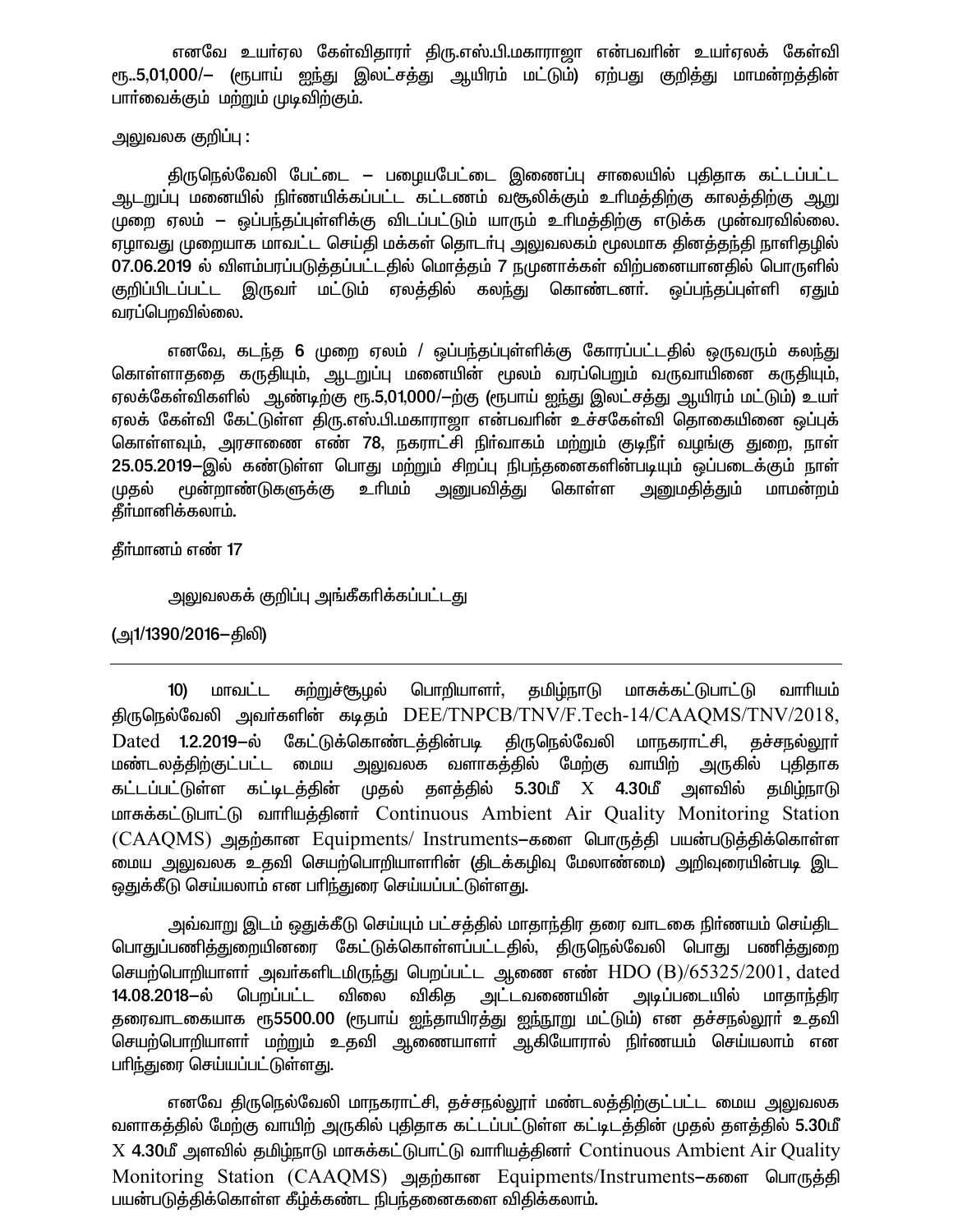எனவே உயர்ஏல கேள்விதாரர் திரு.எஸ்.பி.மகாராஜா என்பவரின் உயர்ஏலக் கேள்வி ரூ..5,01,000/– (ரூபாய் ஐந்து இலட்சத்து ஆயிரம் மட்டும்) ஏற்பது குறித்து மாமன்றத்தின் பார்வைக்கும் மற்றும் முடிவிற்கும்.

அலுவலக குறிப்பு :

திருநெல்வேலி பேட்டை – பழையபேட்டை இணைப்பு சாலையில் புதிதாக கட்டப்பட்ட ஆடறுப்பு மனையில் நிர்ணயிக்கப்பட்ட கட்டணம் வசூலிக்கும் உரிமத்திற்கு காலத்திற்கு ஆறு முறை ஏலம் – ஒப்பந்தப்புள்ளிக்கு விடப்பட்டும் யாரும் உரிமத்திற்கு எடுக்க முன்வரவில்லை. ஏழாவது முறையாக மாவட்ட செய்தி மக்கள் தொடர்பு அலுவலகம் மூலமாக தினத்தந்தி நாளிதழில் **07.06.2019** ல் விளம்பரப்படுத்தப்பட்டதில் மொத்தம் 7 நமுனாக்கள் விற்பனையானதில் பொருளில் குறிப்பிடப்பட்ட இருவர் மட்டும் ஏலத்தில் கலந்து கொண்டனர். ஒப்பந்தப்புள்ளி ஏதும் வரப்பெறவில்லை.

எனவே, கடந்த **6** முறை ஏலம் / ஒப்பந்தப்புள்ளிக்கு கோரப்பட்டதில் ஒருவரும் கலந்து கொள்ளாததை கருதியும், ஆடறுப்பு மனையின் மூலம் வரப்பெறும் வருவாயினை கருதியும், ஏலக்கேள்விகளில் ஆண்டிற்கு ரூ.5,01,000/–ற்கு (ரூபாய் ஐந்து இலட்சத்து ஆயிரம் மட்டும்) உயர் ஏலக் கேள்வி கேட்டுள்ள திரு.எஸ்.பி.மகாராஜா என்பவரின் உச்சகேள்வி தொகையினை ஒப்புக் கொள்ளவும், அரசாணை எண் **78**, நகராட்சி நிர்வாகம் மற்றும் குடிநீர் வழங்கு துறை, நாள் **25.05.2019**–இல் கண்டுள்ள பொது மற்றும் சிறப்பு நிபந்தனைகளின்படியும் ஒப்படைக்கும் நாள் முதல் மூன்றாண்டுகளுக்கு உரிமம் அனுபவித்து கொள்ள அனுமதித்தும் மாமன்றம் தீர்மானிக்கலாம்.

தீர்மானம் எண் 17

அலுவலகக் குறிப்பு அங்கீகரிக்கப்பட்டது

(அ1/1390/2016–திலி)

---

**10)** மாவட்ட சுற்றுச்சூழல் பொறியாளர், தமிழ்நாடு மாசுக்கட்டுபாட்டு வாரியம் திருநெல்வேலி அவர்களின் கடிதம் DEE/TNPCB/TNV/F.Tech-14/CAAQMS/TNV/2018, Dated **1.2.2019**–ல் கேட்டுக்கொண்டத்தின்படி திருநெல்வேலி மாநகராட்சி, தச்சநல்லூர் மண்டலத்திற்குட்பட்ட மைய அலுவலக வளாகத்தில் மேற்கு வாயிற் அருகில் புதிதாக கட்டப்பட்டுள்ள கட்டிடத்தின் முதல் தளத்தில் **5.30**மீ X **4.30**மீ அளவில் தமிழ்நாடு மாசுக்கட்டுபாட்டு வாரியத்தினர் Continuous Ambient Air Quality Monitoring Station (CAAQMS) அதற்கான Equipments/ Instruments–களை பொருத்தி பயன்படுத்திக்கொள்ள மைய அலுவலக உதவி செயற்பொறியாளரின் (திடக்கழிவு மேலாண்மை) அறிவுரையின்படி இட ஒதுக்கீடு செய்யலாம் என பரிந்துரை செய்யப்பட்டுள்ளது.

அவ்வாறு இடம் ஒதுக்கீடு செய்யும் பட்சத்தில் மாதாந்திர தரை வாடகை நிர்ணயம் செய்திட பொதுப்பணித்துறையினரை கேட்டுக்கொள்ளப்பட்டதில், திருநெல்வேலி பொது பணித்துறை செயற்பொறியாளர் அவர்களிடமிருந்து பெறப்பட்ட ஆணை எண் HDO (B)/65325/2001, dated **14.08.2018**–ல் பெறப்பட்ட விலை விகித அட்டவணையின் அடிப்படையில் மாதாந்திர தரைவாடகையாக ரூ**5500.00** (ரூபாய் ஐந்தாயிரத்து ஐந்நூறு மட்டும்) என தச்சநல்லூர் உதவி செயற்பொறியாளர் மற்றும் உதவி ஆணையாளர் ஆகியோரால் நிர்ணயம் செய்யலாம் என பரிந்துரை செய்யப்பட்டுள்ளது.

எனவே திருநெல்வேலி மாநகராட்சி, தச்சநல்லூர் மண்டலத்திற்குட்பட்ட மைய அலுவலக வளாகத்தில் மேற்கு வாயிற் அருகில் புதிதாக கட்டப்பட்டுள்ள கட்டிடத்தின் முதல் தளத்தில் **5.30**மீ X **4.30**மீ அளவில் தமிழ்நாடு மாசுக்கட்டுபாட்டு வாரியத்தினர் Continuous Ambient Air Quality Monitoring Station (CAAQMS) அதற்கான Equipments/Instruments–களை பொருத்தி பயன்படுத்திக்கொள்ள கீழ்க்கண்ட நிபந்தனைகளை விதிக்கலாம்.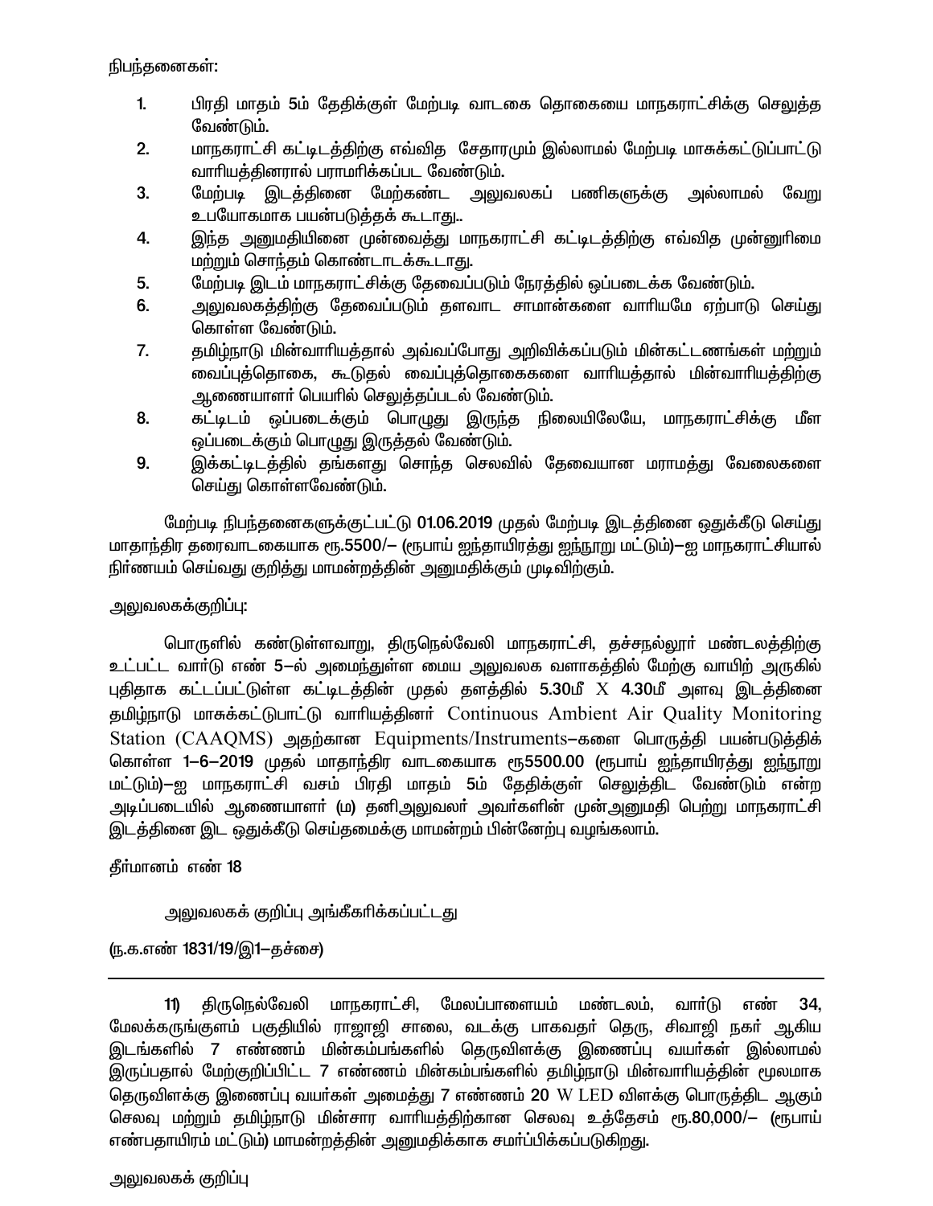நிபந்தனைகள்:

1. பிரதி மாதம் 5ம் தேதிக்குள் மேற்படி வாடகை தொகையை மாநகராட்சிக்கு செலுத்த வேண்டும்.
2. மாநகராட்சி கட்டிடத்திற்கு எவ்வித சேதாரமும் இல்லாமல் மேற்படி மாசுக்கட்டுப்பாட்டு வாரியத்தினரால் பராமரிக்கப்பட வேண்டும்.
3. மேற்படி இடத்தினை மேற்கண்ட அலுவலகப் பணிகளுக்கு அல்லாமல் வேறு உபயோகமாக பயன்படுத்தக் கூடாது..
4. இந்த அனுமதியினை முன்வைத்து மாநகராட்சி கட்டிடத்திற்கு எவ்வித முன்னுரிமை மற்றும் சொந்தம் கொண்டாடக்கூடாது.
5. மேற்படி இடம் மாநகராட்சிக்கு தேவைப்படும் நேரத்தில் ஒப்படைக்க வேண்டும்.
6. அலுவலகத்திற்கு தேவைப்படும் தளவாட சாமான்களை வாரியமே ஏற்பாடு செய்து கொள்ள வேண்டும்.
7. தமிழ்நாடு மின்வாரியத்தால் அவ்வப்போது அறிவிக்கப்படும் மின்கட்டணங்கள் மற்றும் வைப்புத்தொகை, கூடுதல் வைப்புத்தொகைகளை வாரியத்தால் மின்வாரியத்திற்கு ஆணையாளர் பெயரில் செலுத்தப்படல் வேண்டும்.
8. கட்டிடம் ஒப்படைக்கும் பொழுது இருந்த நிலையிலேயே, மாநகராட்சிக்கு மீள ஒப்படைக்கும் பொழுது இருத்தல் வேண்டும்.
9. இக்கட்டிடத்தில் தங்களது சொந்த செலவில் தேவையான மராமத்து வேலைகளை செய்து கொள்ளவேண்டும்.

மேற்படி நிபந்தனைகளுக்குட்பட்டு **01.06.2019** முதல் மேற்படி இடத்தினை ஒதுக்கீடு செய்து மாதாந்திர தரைவாடகையாக ரூ.5500/– (ரூபாய் ஐந்தாயிரத்து ஐந்நூறு மட்டும்)–ஐ மாநகராட்சியால் நிர்ணயம் செய்வது குறித்து மாமன்றத்தின் அனுமதிக்கும் முடிவிற்கும்.

அலுவலகக்குறிப்பு:

பொருளில் கண்டுள்ளவாறு, திருநெல்வேலி மாநகராட்சி, தச்சநல்லூர் மண்டலத்திற்கு உட்பட்ட வார்டு எண் **5**–ல் அமைந்துள்ள மைய அலுவலக வளாகத்தில் மேற்கு வாயிற் அருகில் புதிதாக கட்டப்பட்டுள்ள கட்டிடத்தின் முதல் தளத்தில் **5.30**மீ X **4.30**மீ அளவு இடத்தினை தமிழ்நாடு மாசுக்கட்டுபாட்டு வாரியத்தினர் Continuous Ambient Air Quality Monitoring Station (CAAQMS) அதற்கான Equipments/Instruments–களை பொருத்தி பயன்படுத்திக் கொள்ள **1–6–2019** முதல் மாதாந்திர வாடகையாக ரூ5500.00 (ரூபாய் ஐந்தாயிரத்து ஐந்நூறு மட்டும்)–ஐ மாநகராட்சி வசம் பிரதி மாதம் 5ம் தேதிக்குள் செலுத்திட வேண்டும் என்ற அடிப்படையில் ஆணையாளர் (ம) தனிஅலுவலர் அவர்களின் முன்அனுமதி பெற்று மாநகராட்சி இடத்தினை இட ஒதுக்கீடு செய்தமைக்கு மாமன்றம் பின்னேற்பு வழங்கலாம்.

தீர்மானம் எண் 18

அலுவலகக் குறிப்பு அங்கீகரிக்கப்பட்டது

(ந.க.எண் 1831/19/இ1–தச்சை)

---

**11)** திருநெல்வேலி மாநகராட்சி, மேலப்பாளையம் மண்டலம், வார்டு எண் 34, மேலக்கருங்குளம் பகுதியில் ராஜாஜி சாலை, வடக்கு பாகவதர் தெரு, சிவாஜி நகர் ஆகிய இடங்களில் 7 எண்ணம் மின்கம்பங்களில் தெருவிளக்கு இணைப்பு வயர்கள் இல்லாமல் இருப்பதால் மேற்குறிப்பிட்ட 7 எண்ணம் மின்கம்பங்களில் தமிழ்நாடு மின்வாரியத்தின் மூலமாக தெருவிளக்கு இணைப்பு வயர்கள் அமைத்து 7 எண்ணம் 20 W LED விளக்கு பொருத்திட ஆகும் செலவு மற்றும் தமிழ்நாடு மின்சார வாரியத்திற்கான செலவு உத்தேசம் ரூ.80,000/– (ரூபாய் எண்பதாயிரம் மட்டும்) மாமன்றத்தின் அனுமதிக்காக சமர்ப்பிக்கப்படுகிறது.

அலுவலகக் குறிப்பு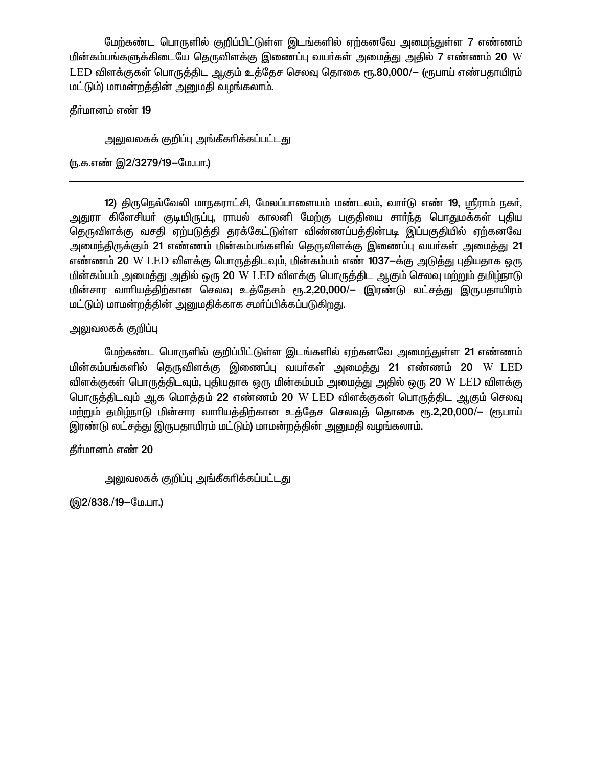மேற்கண்ட பொருளில் குறிப்பிட்டுள்ள இடங்களில் ஏற்கனவே அமைந்துள்ள 7 எண்ணம் மின்கம்பங்களுக்கிடையே தெருவிளக்கு இணைப்பு வயர்கள் அமைத்து அதில் 7 எண்ணம் 20 W LED விளக்குகள் பொருத்திட ஆகும் உத்தேச செலவு தொகை ரூ.80,000/– (ரூபாய் எண்பதாயிரம் மட்டும்) மாமன்றத்தின் அனுமதி வழங்கலாம்.

தீர்மானம் எண் 19

அலுவலகக் குறிப்பு அங்கீகரிக்கப்பட்டது

(ந.க.எண் இ2/3279/19–மே.பா.)

---

12) திருநெல்வேலி மாநகராட்சி, மேலப்பாளையம் மண்டலம், வார்டு எண் 19, ஸ்ரீராம் நகர், அதுரா கிளேசியர் குடியிருப்பு, ராயல் காலனி மேற்கு பகுதியை சார்ந்த பொதுமக்கள் புதிய தெருவிளக்கு வசதி ஏற்படுத்தி தரக்கேட்டுள்ள விண்ணப்பத்தின்படி இப்பகுதியில் ஏற்கனவே அமைந்திருக்கும் 21 எண்ணம் மின்கம்பங்களில் தெருவிளக்கு இணைப்பு வயர்கள் அமைத்து 21 எண்ணம் 20 W LED விளக்கு பொருத்திடவும், மின்கம்பம் எண் 1037–க்கு அடுத்து புதியதாக ஒரு மின்கம்பம் அமைத்து அதில் ஒரு 20 W LED விளக்கு பொருத்திட ஆகும் செலவு மற்றும் தமிழ்நாடு மின்சார வாரியத்திற்கான செலவு உத்தேசம் ரூ.2,20,000/– (இரண்டு லட்சத்து இருபதாயிரம் மட்டும்) மாமன்றத்தின் அனுமதிக்காக சமர்ப்பிக்கப்படுகிறது.

அலுவலகக் குறிப்பு

மேற்கண்ட பொருளில் குறிப்பிட்டுள்ள இடங்களில் ஏற்கனவே அமைந்துள்ள 21 எண்ணம் மின்கம்பங்களில் தெருவிளக்கு இணைப்பு வயர்கள் அமைத்து 21 எண்ணம் 20 W LED விளக்குகள் பொருத்திடவும், புதியதாக ஒரு மின்கம்பம் அமைத்து அதில் ஒரு 20 W LED விளக்கு பொருத்திடவும் ஆக மொத்தம் 22 எண்ணம் 20 W LED விளக்குகள் பொருத்திட ஆகும் செலவு மற்றும் தமிழ்நாடு மின்சார வாரியத்திற்கான உத்தேச செலவுத் தொகை ரூ.2,20,000/– (ரூபாய் இரண்டு லட்சத்து இருபதாயிரம் மட்டும்) மாமன்றத்தின் அனுமதி வழங்கலாம்.

தீர்மானம் எண் 20

அலுவலகக் குறிப்பு அங்கீகரிக்கப்பட்டது

(இ2/838./19–மே.பா.)

---